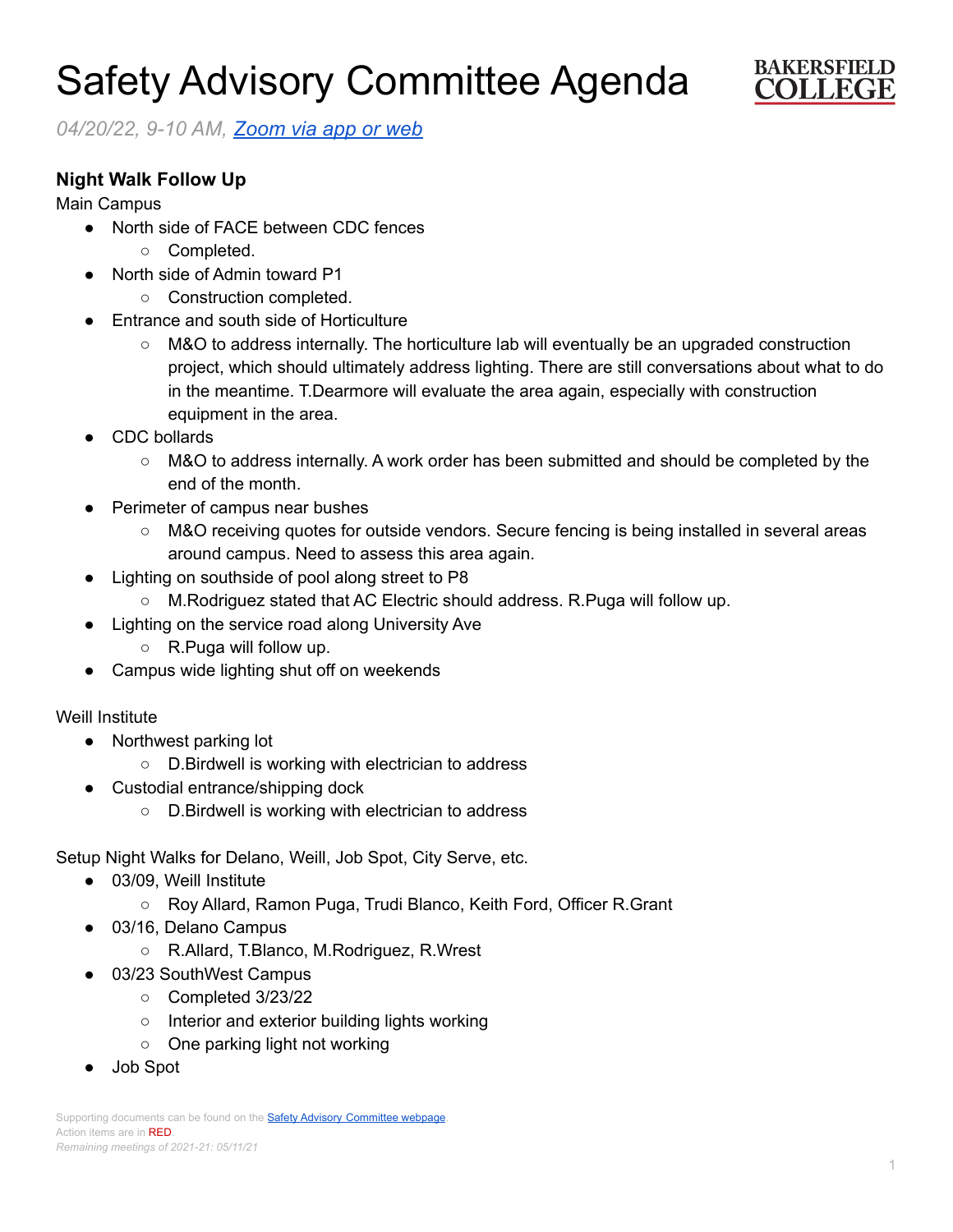# Safety Advisory Committee Agenda

*04/20/22, 9-10 AM, [Zoom via app or web]()*

### Night Walk Follow Up

Main Campus

- North side of FACE between CDC fences
  - Completed.
- North side of Admin toward P1
  - Construction completed.
- Entrance and south side of Horticulture
  - M&O to address internally. The horticulture lab will eventually be an upgraded construction project, which should ultimately address lighting. There are still conversations about what to do in the meantime. T.Dearmore will evaluate the area again, especially with construction equipment in the area.
- CDC bollards
  - M&O to address internally. A work order has been submitted and should be completed by the end of the month.
- Perimeter of campus near bushes
  - M&O receiving quotes for outside vendors. Secure fencing is being installed in several areas around campus. Need to assess this area again.
- Lighting on southside of pool along street to P8
  - M.Rodriguez stated that AC Electric should address. R.Puga will follow up.
- Lighting on the service road along University Ave
  - R.Puga will follow up.
- Campus wide lighting shut off on weekends

Weill Institute

- Northwest parking lot
  - D.Birdwell is working with electrician to address
- Custodial entrance/shipping dock
  - D.Birdwell is working with electrician to address

Setup Night Walks for Delano, Weill, Job Spot, City Serve, etc.

- 03/09, Weill Institute
  - Roy Allard, Ramon Puga, Trudi Blanco, Keith Ford, Officer R.Grant
- 03/16, Delano Campus
  - R.Allard, T.Blanco, M.Rodriguez, R.Wrest
- 03/23 SouthWest Campus
  - Completed 3/23/22
  - Interior and exterior building lights working
  - One parking light not working
- Job Spot

Supporting documents can be found on the [Safety Advisory Committee webpage]().
Action items are in RED.
*Remaining meetings of 2021-21: 05/11/21*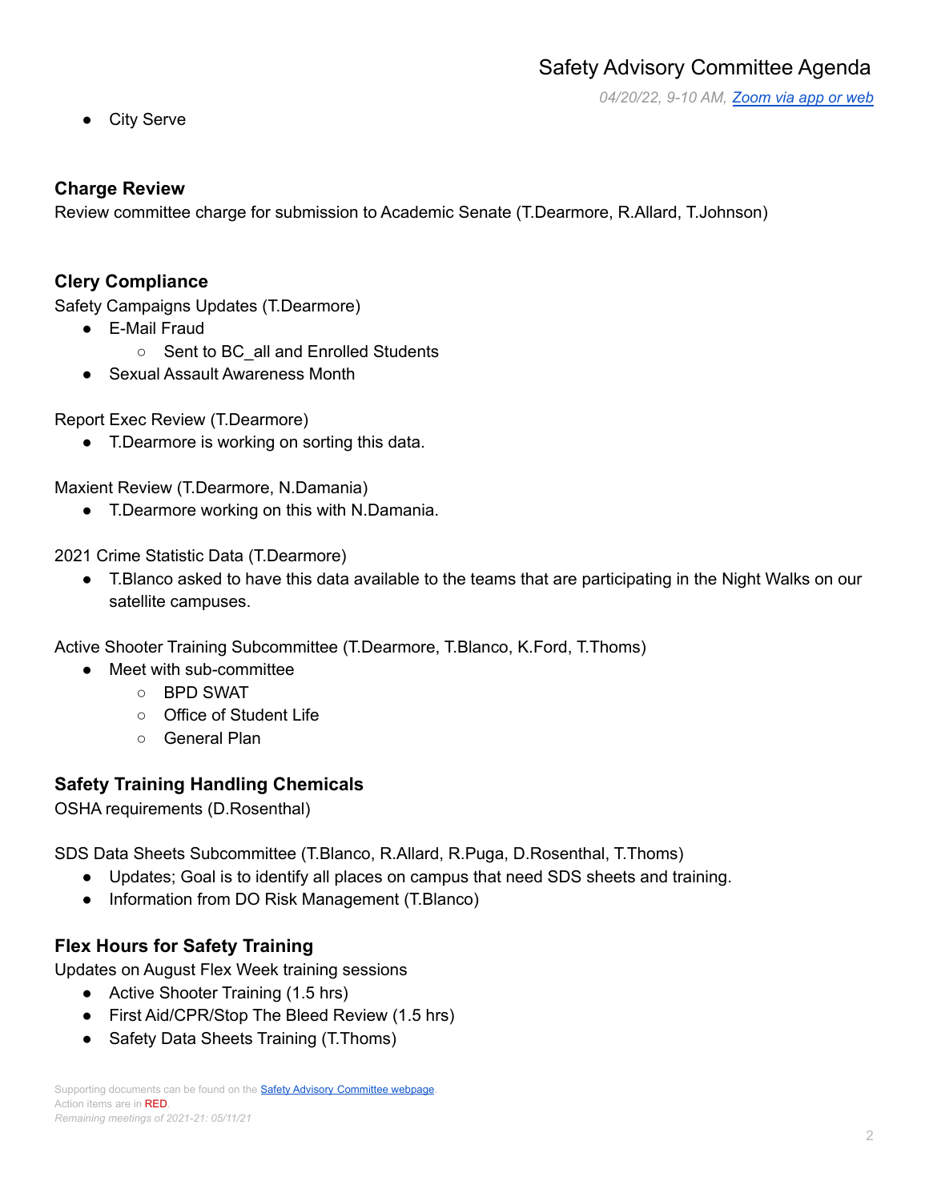- City Serve

## Charge Review

Review committee charge for submission to Academic Senate (T.Dearmore, R.Allard, T.Johnson)

## Clery Compliance

Safety Campaigns Updates (T.Dearmore)

- E-Mail Fraud
  - Sent to BC_all and Enrolled Students
- Sexual Assault Awareness Month

Report Exec Review (T.Dearmore)

- T.Dearmore is working on sorting this data.

Maxient Review (T.Dearmore, N.Damania)

- T.Dearmore working on this with N.Damania.

2021 Crime Statistic Data (T.Dearmore)

- T.Blanco asked to have this data available to the teams that are participating in the Night Walks on our satellite campuses.

Active Shooter Training Subcommittee (T.Dearmore, T.Blanco, K.Ford, T.Thoms)

- Meet with sub-committee
  - BPD SWAT
  - Office of Student Life
  - General Plan

## Safety Training Handling Chemicals

OSHA requirements (D.Rosenthal)

SDS Data Sheets Subcommittee (T.Blanco, R.Allard, R.Puga, D.Rosenthal, T.Thoms)

- Updates; Goal is to identify all places on campus that need SDS sheets and training.
- Information from DO Risk Management (T.Blanco)

## Flex Hours for Safety Training

Updates on August Flex Week training sessions

- Active Shooter Training (1.5 hrs)
- First Aid/CPR/Stop The Bleed Review (1.5 hrs)
- Safety Data Sheets Training (T.Thoms)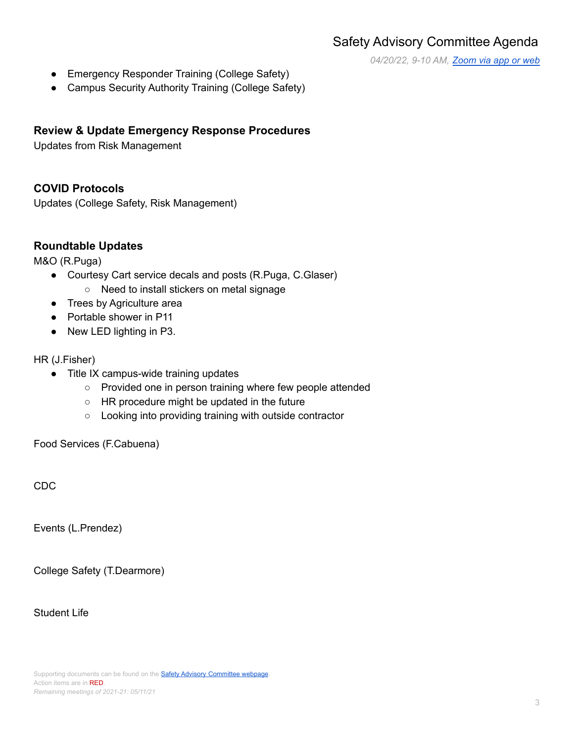- Emergency Responder Training (College Safety)
- Campus Security Authority Training (College Safety)

### Review & Update Emergency Response Procedures

Updates from Risk Management

### COVID Protocols

Updates (College Safety, Risk Management)

### Roundtable Updates

M&O (R.Puga)

- Courtesy Cart service decals and posts (R.Puga, C.Glaser)
    - Need to install stickers on metal signage
- Trees by Agriculture area
- Portable shower in P11
- New LED lighting in P3.

HR (J.Fisher)

- Title IX campus-wide training updates
    - Provided one in person training where few people attended
    - HR procedure might be updated in the future
    - Looking into providing training with outside contractor

Food Services (F.Cabuena)

CDC

Events (L.Prendez)

College Safety (T.Dearmore)

Student Life

Supporting documents can be found on the [Safety Advisory Committee webpage](#).
Action items are in RED.
*Remaining meetings of 2021-21: 05/11/21*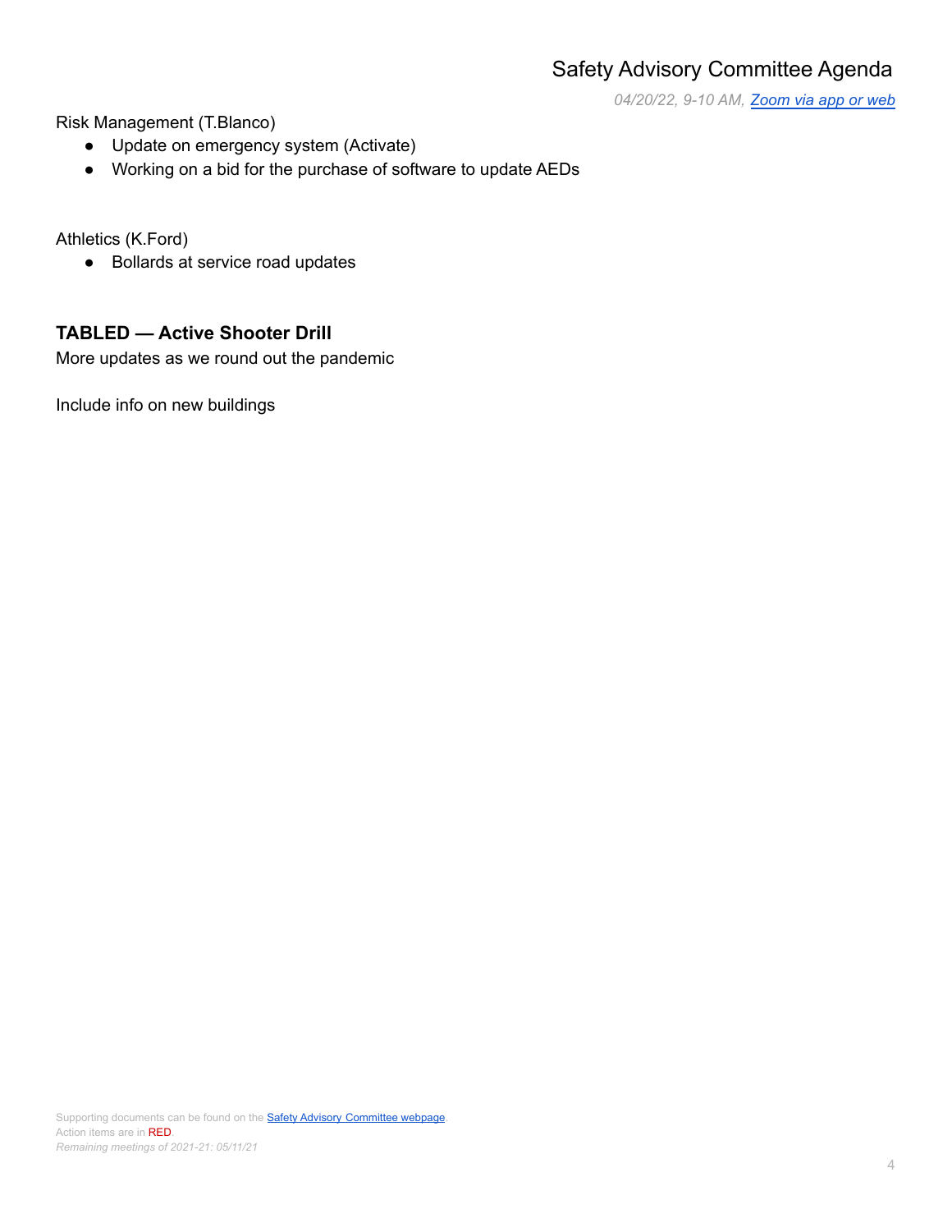Risk Management (T.Blanco)

- Update on emergency system (Activate)
- Working on a bid for the purchase of software to update AEDs

Athletics (K.Ford)

- Bollards at service road updates

### TABLED — Active Shooter Drill

More updates as we round out the pandemic

Include info on new buildings

Supporting documents can be found on the Safety Advisory Committee webpage.
Action items are in RED.
*Remaining meetings of 2021-21: 05/11/21*